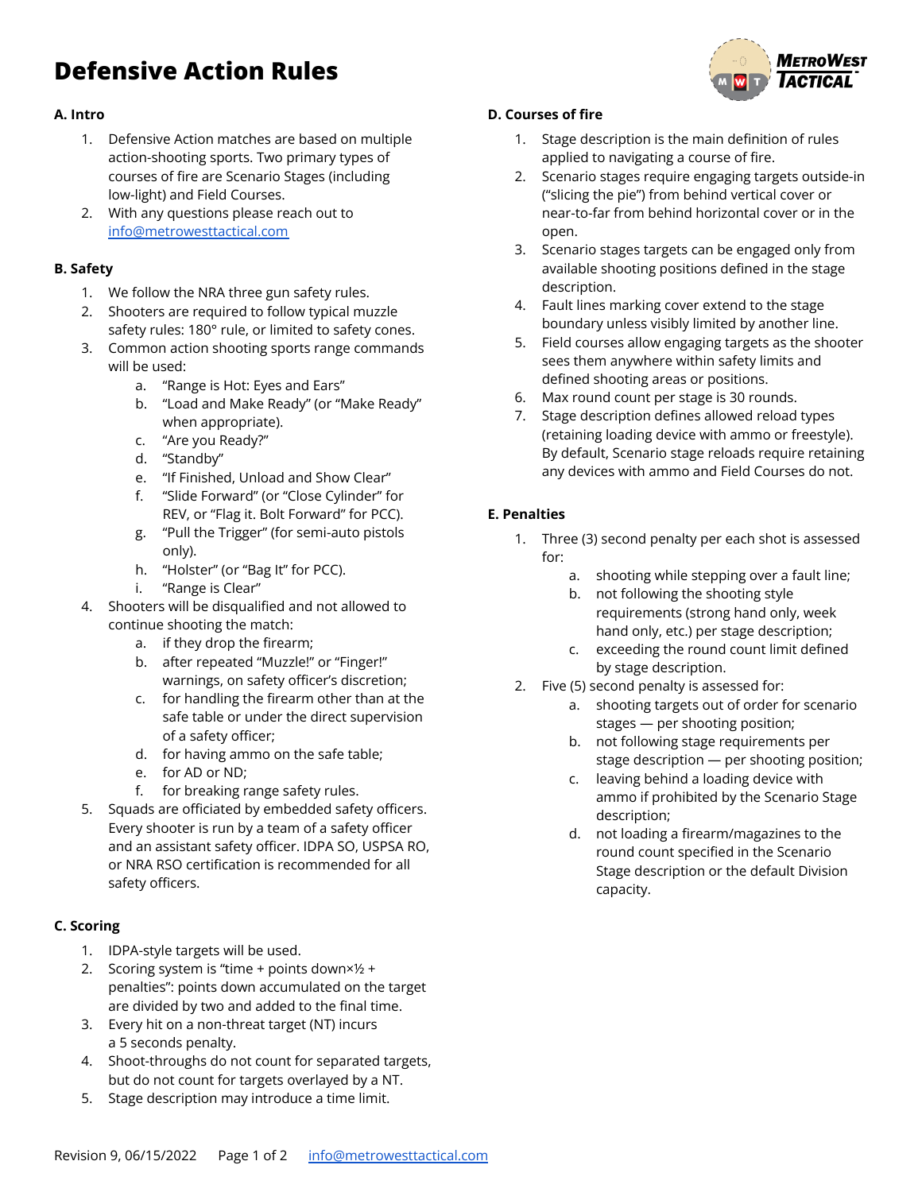# Defensive Action Rules

## A. Intro

1. Defensive Action matches are based on multiple action-shooting sports. Two primary types of courses of fire are Scenario Stages (including low-light) and Field Courses.
2. With any questions please reach out to info@metrowesttactical.com

## B. Safety

1. We follow the NRA three gun safety rules.
2. Shooters are required to follow typical muzzle safety rules: 180° rule, or limited to safety cones.
3. Common action shooting sports range commands will be used:
   a. "Range is Hot: Eyes and Ears"
   b. "Load and Make Ready" (or "Make Ready" when appropriate).
   c. "Are you Ready?"
   d. "Standby"
   e. "If Finished, Unload and Show Clear"
   f. "Slide Forward" (or "Close Cylinder" for REV, or "Flag it. Bolt Forward" for PCC).
   g. "Pull the Trigger" (for semi-auto pistols only).
   h. "Holster" (or "Bag It" for PCC).
   i. "Range is Clear"
4. Shooters will be disqualified and not allowed to continue shooting the match:
   a. if they drop the firearm;
   b. after repeated "Muzzle!" or "Finger!" warnings, on safety officer's discretion;
   c. for handling the firearm other than at the safe table or under the direct supervision of a safety officer;
   d. for having ammo on the safe table;
   e. for AD or ND;
   f. for breaking range safety rules.
5. Squads are officiated by embedded safety officers. Every shooter is run by a team of a safety officer and an assistant safety officer. IDPA SO, USPSA RO, or NRA RSO certification is recommended for all safety officers.

## C. Scoring

1. IDPA-style targets will be used.
2. Scoring system is "time + points down×½ + penalties": points down accumulated on the target are divided by two and added to the final time.
3. Every hit on a non-threat target (NT) incurs a 5 seconds penalty.
4. Shoot-throughs do not count for separated targets, but do not count for targets overlayed by a NT.
5. Stage description may introduce a time limit.

## D. Courses of fire

1. Stage description is the main definition of rules applied to navigating a course of fire.
2. Scenario stages require engaging targets outside-in ("slicing the pie") from behind vertical cover or near-to-far from behind horizontal cover or in the open.
3. Scenario stages targets can be engaged only from available shooting positions defined in the stage description.
4. Fault lines marking cover extend to the stage boundary unless visibly limited by another line.
5. Field courses allow engaging targets as the shooter sees them anywhere within safety limits and defined shooting areas or positions.
6. Max round count per stage is 30 rounds.
7. Stage description defines allowed reload types (retaining loading device with ammo or freestyle). By default, Scenario stage reloads require retaining any devices with ammo and Field Courses do not.

## E. Penalties

1. Three (3) second penalty per each shot is assessed for:
   a. shooting while stepping over a fault line;
   b. not following the shooting style requirements (strong hand only, week hand only, etc.) per stage description;
   c. exceeding the round count limit defined by stage description.
2. Five (5) second penalty is assessed for:
   a. shooting targets out of order for scenario stages — per shooting position;
   b. not following stage requirements per stage description — per shooting position;
   c. leaving behind a loading device with ammo if prohibited by the Scenario Stage description;
   d. not loading a firearm/magazines to the round count specified in the Scenario Stage description or the default Division capacity.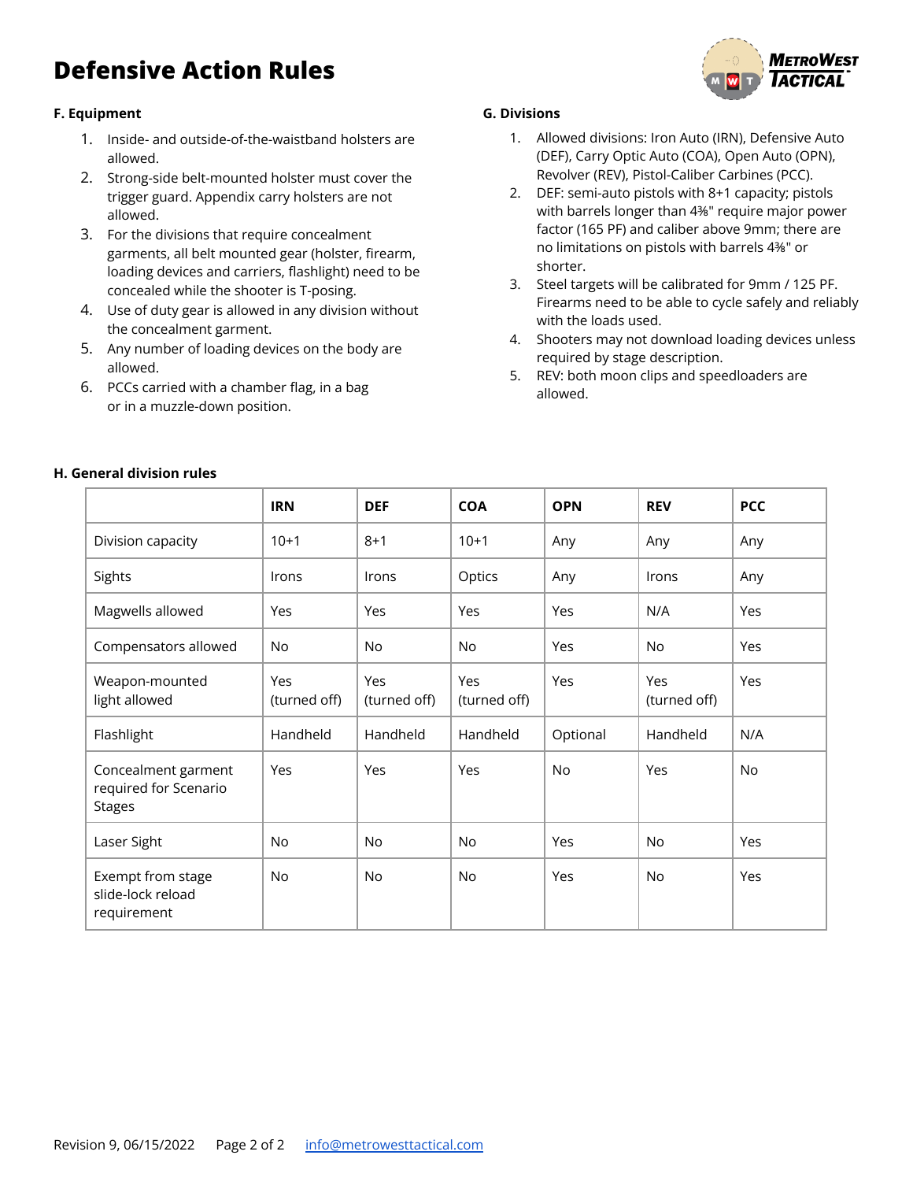# Defensive Action Rules

## F. Equipment

1. Inside- and outside-of-the-waistband holsters are allowed.
2. Strong-side belt-mounted holster must cover the trigger guard. Appendix carry holsters are not allowed.
3. For the divisions that require concealment garments, all belt mounted gear (holster, firearm, loading devices and carriers, flashlight) need to be concealed while the shooter is T-posing.
4. Use of duty gear is allowed in any division without the concealment garment.
5. Any number of loading devices on the body are allowed.
6. PCCs carried with a chamber flag, in a bag or in a muzzle-down position.

## G. Divisions

1. Allowed divisions: Iron Auto (IRN), Defensive Auto (DEF), Carry Optic Auto (COA), Open Auto (OPN), Revolver (REV), Pistol-Caliber Carbines (PCC).
2. DEF: semi-auto pistols with 8+1 capacity; pistols with barrels longer than 4⅜" require major power factor (165 PF) and caliber above 9mm; there are no limitations on pistols with barrels 4⅜" or shorter.
3. Steel targets will be calibrated for 9mm / 125 PF. Firearms need to be able to cycle safely and reliably with the loads used.
4. Shooters may not download loading devices unless required by stage description.
5. REV: both moon clips and speedloaders are allowed.

## H. General division rules

| | IRN | DEF | COA | OPN | REV | PCC |
|---|---|---|---|---|---|---|
| Division capacity | 10+1 | 8+1 | 10+1 | Any | Any | Any |
| Sights | Irons | Irons | Optics | Any | Irons | Any |
| Magwells allowed | Yes | Yes | Yes | Yes | N/A | Yes |
| Compensators allowed | No | No | No | Yes | No | Yes |
| Weapon-mounted light allowed | Yes (turned off) | Yes (turned off) | Yes (turned off) | Yes | Yes (turned off) | Yes |
| Flashlight | Handheld | Handheld | Handheld | Optional | Handheld | N/A |
| Concealment garment required for Scenario Stages | Yes | Yes | Yes | No | Yes | No |
| Laser Sight | No | No | No | Yes | No | Yes |
| Exempt from stage slide-lock reload requirement | No | No | No | Yes | No | Yes |

Revision 9, 06/15/2022 info@metrowesttactical.com